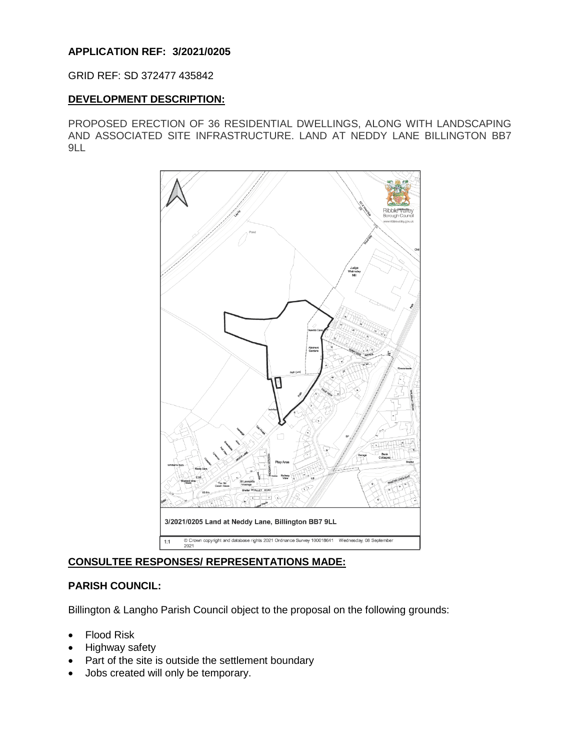**APPLICATION REF: 3/2021/0205**

GRID REF: SD 372477 435842

**DEVELOPMENT DESCRIPTION:**

PROPOSED ERECTION OF 36 RESIDENTIAL DWELLINGS, ALONG WITH LANDSCAPING AND ASSOCIATED SITE INFRASTRUCTURE. LAND AT NEDDY LANE BILLINGTON BB7 9LL

3/2021/0205 Land at Neddy Lane, Billington BB7 9LL

1:1 © Crown copyright and database rights 2021 Ordnance Survey 100018641 Wednesday, 08 September 2021

**CONSULTEE RESPONSES/ REPRESENTATIONS MADE:**

**PARISH COUNCIL:**

Billington & Langho Parish Council object to the proposal on the following grounds:

- Flood Risk
- Highway safety
- Part of the site is outside the settlement boundary
- Jobs created will only be temporary.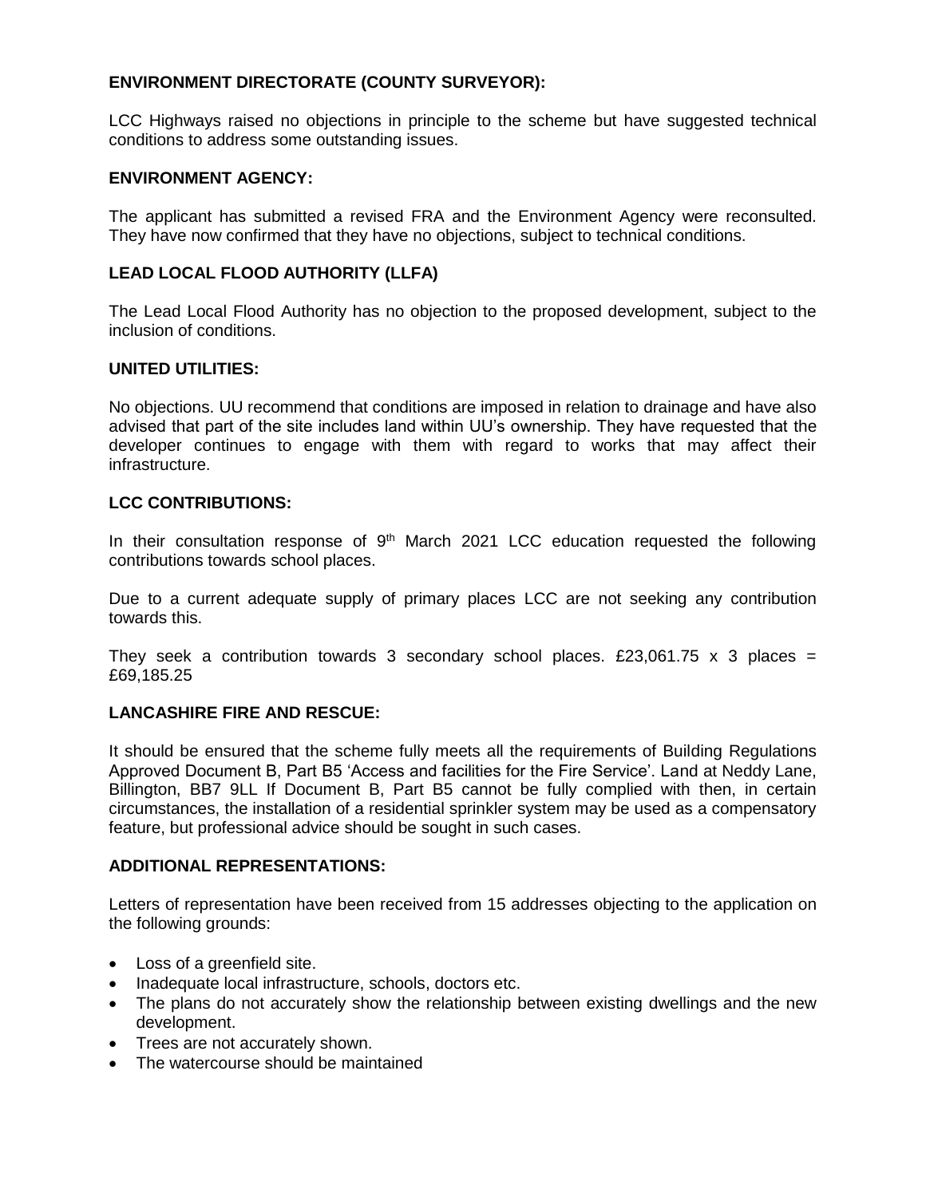**ENVIRONMENT DIRECTORATE (COUNTY SURVEYOR):**

LCC Highways raised no objections in principle to the scheme but have suggested technical conditions to address some outstanding issues.

**ENVIRONMENT AGENCY:**

The applicant has submitted a revised FRA and the Environment Agency were reconsulted. They have now confirmed that they have no objections, subject to technical conditions.

**LEAD LOCAL FLOOD AUTHORITY (LLFA)**

The Lead Local Flood Authority has no objection to the proposed development, subject to the inclusion of conditions.

**UNITED UTILITIES:**

No objections. UU recommend that conditions are imposed in relation to drainage and have also advised that part of the site includes land within UU's ownership. They have requested that the developer continues to engage with them with regard to works that may affect their infrastructure.

**LCC CONTRIBUTIONS:**

In their consultation response of 9th March 2021 LCC education requested the following contributions towards school places.

Due to a current adequate supply of primary places LCC are not seeking any contribution towards this.

They seek a contribution towards 3 secondary school places. £23,061.75 x 3 places = £69,185.25

**LANCASHIRE FIRE AND RESCUE:**

It should be ensured that the scheme fully meets all the requirements of Building Regulations Approved Document B, Part B5 'Access and facilities for the Fire Service'. Land at Neddy Lane, Billington, BB7 9LL If Document B, Part B5 cannot be fully complied with then, in certain circumstances, the installation of a residential sprinkler system may be used as a compensatory feature, but professional advice should be sought in such cases.

**ADDITIONAL REPRESENTATIONS:**

Letters of representation have been received from 15 addresses objecting to the application on the following grounds:

- Loss of a greenfield site.
- Inadequate local infrastructure, schools, doctors etc.
- The plans do not accurately show the relationship between existing dwellings and the new development.
- Trees are not accurately shown.
- The watercourse should be maintained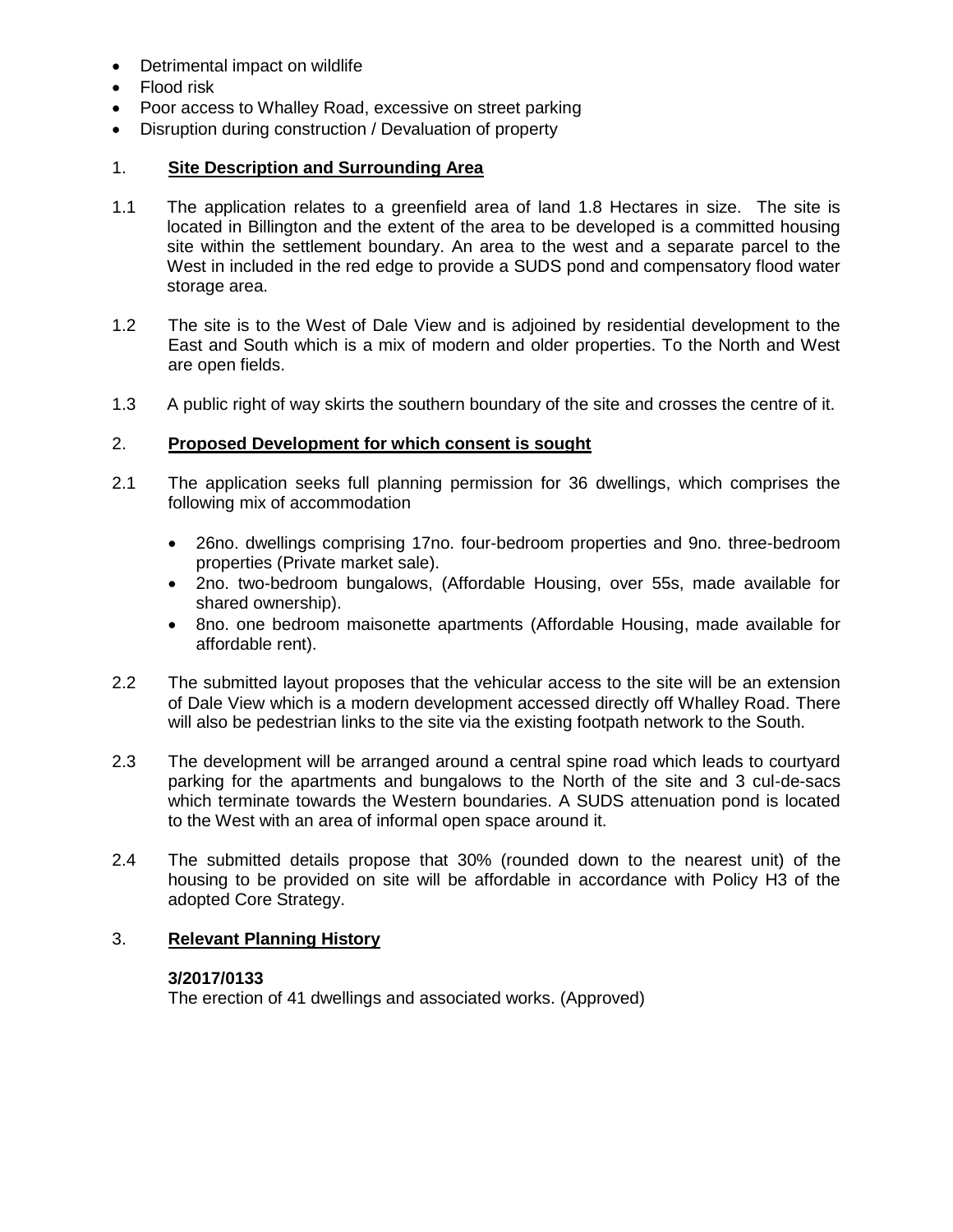- Detrimental impact on wildlife
- Flood risk
- Poor access to Whalley Road, excessive on street parking
- Disruption during construction / Devaluation of property

## 1. Site Description and Surrounding Area

1.1 The application relates to a greenfield area of land 1.8 Hectares in size. The site is located in Billington and the extent of the area to be developed is a committed housing site within the settlement boundary. An area to the west and a separate parcel to the West in included in the red edge to provide a SUDS pond and compensatory flood water storage area.

1.2 The site is to the West of Dale View and is adjoined by residential development to the East and South which is a mix of modern and older properties. To the North and West are open fields.

1.3 A public right of way skirts the southern boundary of the site and crosses the centre of it.

## 2. Proposed Development for which consent is sought

2.1 The application seeks full planning permission for 36 dwellings, which comprises the following mix of accommodation

- 26no. dwellings comprising 17no. four-bedroom properties and 9no. three-bedroom properties (Private market sale).
- 2no. two-bedroom bungalows, (Affordable Housing, over 55s, made available for shared ownership).
- 8no. one bedroom maisonette apartments (Affordable Housing, made available for affordable rent).

2.2 The submitted layout proposes that the vehicular access to the site will be an extension of Dale View which is a modern development accessed directly off Whalley Road. There will also be pedestrian links to the site via the existing footpath network to the South.

2.3 The development will be arranged around a central spine road which leads to courtyard parking for the apartments and bungalows to the North of the site and 3 cul-de-sacs which terminate towards the Western boundaries. A SUDS attenuation pond is located to the West with an area of informal open space around it.

2.4 The submitted details propose that 30% (rounded down to the nearest unit) of the housing to be provided on site will be affordable in accordance with Policy H3 of the adopted Core Strategy.

## 3. Relevant Planning History

**3/2017/0133**
The erection of 41 dwellings and associated works. (Approved)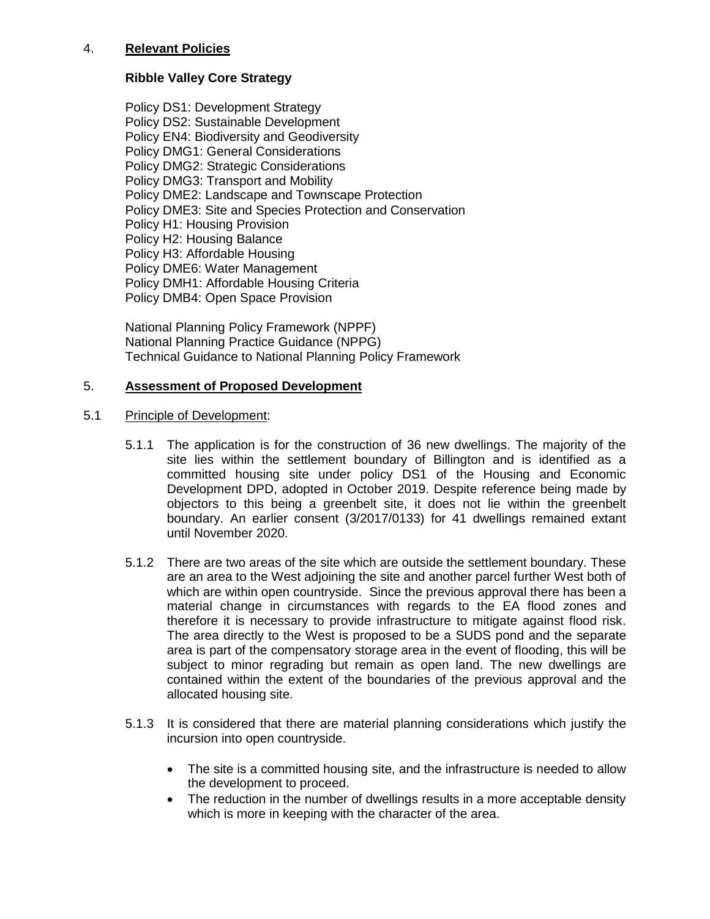## 4. Relevant Policies

### Ribble Valley Core Strategy

Policy DS1: Development Strategy
Policy DS2: Sustainable Development
Policy EN4: Biodiversity and Geodiversity
Policy DMG1: General Considerations
Policy DMG2: Strategic Considerations
Policy DMG3: Transport and Mobility
Policy DME2: Landscape and Townscape Protection
Policy DME3: Site and Species Protection and Conservation
Policy H1: Housing Provision
Policy H2: Housing Balance
Policy H3: Affordable Housing
Policy DME6: Water Management
Policy DMH1: Affordable Housing Criteria
Policy DMB4: Open Space Provision

National Planning Policy Framework (NPPF)
National Planning Practice Guidance (NPPG)
Technical Guidance to National Planning Policy Framework

## 5. Assessment of Proposed Development

### 5.1 Principle of Development:

5.1.1 The application is for the construction of 36 new dwellings. The majority of the site lies within the settlement boundary of Billington and is identified as a committed housing site under policy DS1 of the Housing and Economic Development DPD, adopted in October 2019. Despite reference being made by objectors to this being a greenbelt site, it does not lie within the greenbelt boundary. An earlier consent (3/2017/0133) for 41 dwellings remained extant until November 2020.

5.1.2 There are two areas of the site which are outside the settlement boundary. These are an area to the West adjoining the site and another parcel further West both of which are within open countryside. Since the previous approval there has been a material change in circumstances with regards to the EA flood zones and therefore it is necessary to provide infrastructure to mitigate against flood risk. The area directly to the West is proposed to be a SUDS pond and the separate area is part of the compensatory storage area in the event of flooding, this will be subject to minor regrading but remain as open land. The new dwellings are contained within the extent of the boundaries of the previous approval and the allocated housing site.

5.1.3 It is considered that there are material planning considerations which justify the incursion into open countryside.

- The site is a committed housing site, and the infrastructure is needed to allow the development to proceed.
- The reduction in the number of dwellings results in a more acceptable density which is more in keeping with the character of the area.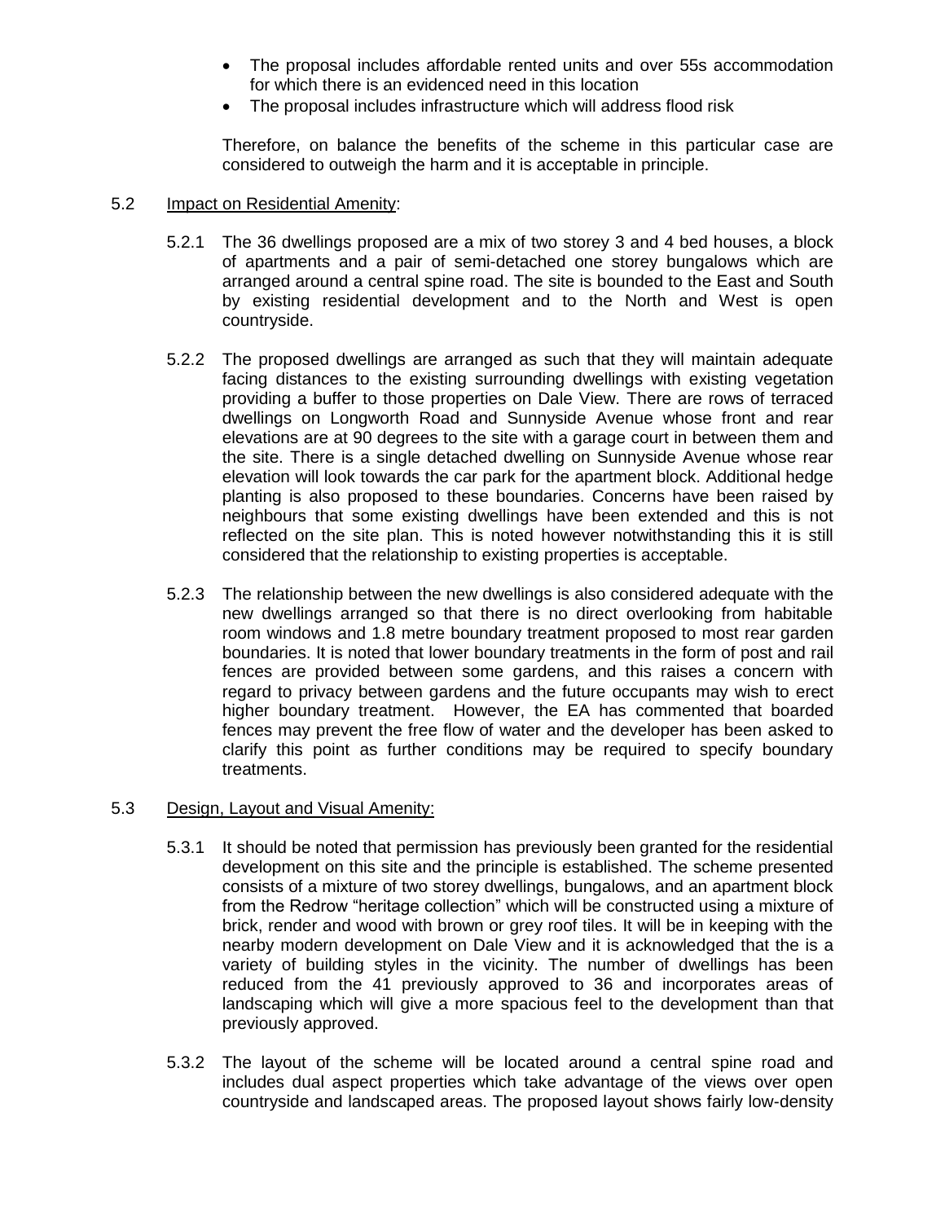- The proposal includes affordable rented units and over 55s accommodation for which there is an evidenced need in this location
- The proposal includes infrastructure which will address flood risk

Therefore, on balance the benefits of the scheme in this particular case are considered to outweigh the harm and it is acceptable in principle.

5.2 Impact on Residential Amenity:

5.2.1 The 36 dwellings proposed are a mix of two storey 3 and 4 bed houses, a block of apartments and a pair of semi-detached one storey bungalows which are arranged around a central spine road. The site is bounded to the East and South by existing residential development and to the North and West is open countryside.

5.2.2 The proposed dwellings are arranged as such that they will maintain adequate facing distances to the existing surrounding dwellings with existing vegetation providing a buffer to those properties on Dale View. There are rows of terraced dwellings on Longworth Road and Sunnyside Avenue whose front and rear elevations are at 90 degrees to the site with a garage court in between them and the site. There is a single detached dwelling on Sunnyside Avenue whose rear elevation will look towards the car park for the apartment block. Additional hedge planting is also proposed to these boundaries. Concerns have been raised by neighbours that some existing dwellings have been extended and this is not reflected on the site plan. This is noted however notwithstanding this it is still considered that the relationship to existing properties is acceptable.

5.2.3 The relationship between the new dwellings is also considered adequate with the new dwellings arranged so that there is no direct overlooking from habitable room windows and 1.8 metre boundary treatment proposed to most rear garden boundaries. It is noted that lower boundary treatments in the form of post and rail fences are provided between some gardens, and this raises a concern with regard to privacy between gardens and the future occupants may wish to erect higher boundary treatment. However, the EA has commented that boarded fences may prevent the free flow of water and the developer has been asked to clarify this point as further conditions may be required to specify boundary treatments.

5.3 Design, Layout and Visual Amenity:

5.3.1 It should be noted that permission has previously been granted for the residential development on this site and the principle is established. The scheme presented consists of a mixture of two storey dwellings, bungalows, and an apartment block from the Redrow "heritage collection" which will be constructed using a mixture of brick, render and wood with brown or grey roof tiles. It will be in keeping with the nearby modern development on Dale View and it is acknowledged that the is a variety of building styles in the vicinity. The number of dwellings has been reduced from the 41 previously approved to 36 and incorporates areas of landscaping which will give a more spacious feel to the development than that previously approved.

5.3.2 The layout of the scheme will be located around a central spine road and includes dual aspect properties which take advantage of the views over open countryside and landscaped areas. The proposed layout shows fairly low-density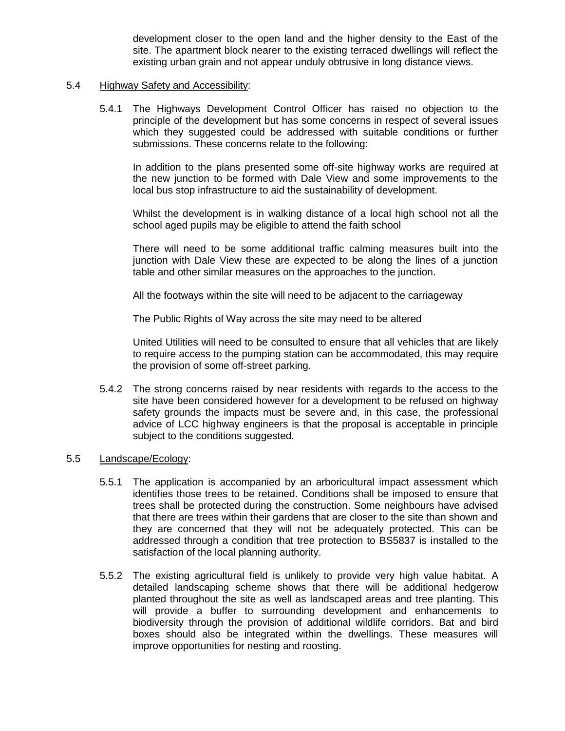development closer to the open land and the higher density to the East of the site. The apartment block nearer to the existing terraced dwellings will reflect the existing urban grain and not appear unduly obtrusive in long distance views.

5.4 Highway Safety and Accessibility:

5.4.1 The Highways Development Control Officer has raised no objection to the principle of the development but has some concerns in respect of several issues which they suggested could be addressed with suitable conditions or further submissions. These concerns relate to the following:

In addition to the plans presented some off-site highway works are required at the new junction to be formed with Dale View and some improvements to the local bus stop infrastructure to aid the sustainability of development.

Whilst the development is in walking distance of a local high school not all the school aged pupils may be eligible to attend the faith school

There will need to be some additional traffic calming measures built into the junction with Dale View these are expected to be along the lines of a junction table and other similar measures on the approaches to the junction.

All the footways within the site will need to be adjacent to the carriageway

The Public Rights of Way across the site may need to be altered

United Utilities will need to be consulted to ensure that all vehicles that are likely to require access to the pumping station can be accommodated, this may require the provision of some off-street parking.

5.4.2 The strong concerns raised by near residents with regards to the access to the site have been considered however for a development to be refused on highway safety grounds the impacts must be severe and, in this case, the professional advice of LCC highway engineers is that the proposal is acceptable in principle subject to the conditions suggested.

5.5 Landscape/Ecology:

5.5.1 The application is accompanied by an arboricultural impact assessment which identifies those trees to be retained. Conditions shall be imposed to ensure that trees shall be protected during the construction. Some neighbours have advised that there are trees within their gardens that are closer to the site than shown and they are concerned that they will not be adequately protected. This can be addressed through a condition that tree protection to BS5837 is installed to the satisfaction of the local planning authority.

5.5.2 The existing agricultural field is unlikely to provide very high value habitat. A detailed landscaping scheme shows that there will be additional hedgerow planted throughout the site as well as landscaped areas and tree planting. This will provide a buffer to surrounding development and enhancements to biodiversity through the provision of additional wildlife corridors. Bat and bird boxes should also be integrated within the dwellings. These measures will improve opportunities for nesting and roosting.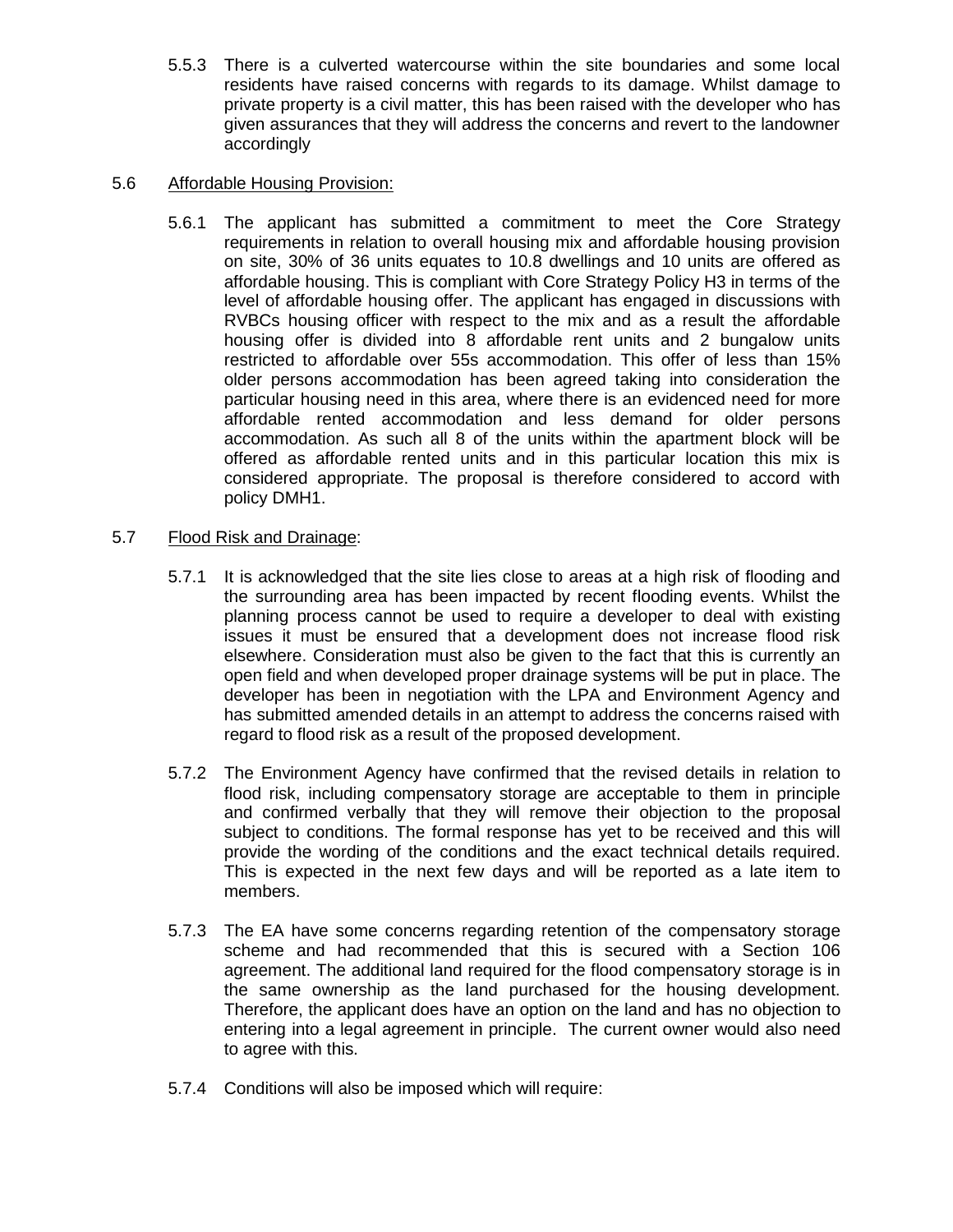5.5.3 There is a culverted watercourse within the site boundaries and some local residents have raised concerns with regards to its damage. Whilst damage to private property is a civil matter, this has been raised with the developer who has given assurances that they will address the concerns and revert to the landowner accordingly

5.6 Affordable Housing Provision:

5.6.1 The applicant has submitted a commitment to meet the Core Strategy requirements in relation to overall housing mix and affordable housing provision on site, 30% of 36 units equates to 10.8 dwellings and 10 units are offered as affordable housing. This is compliant with Core Strategy Policy H3 in terms of the level of affordable housing offer. The applicant has engaged in discussions with RVBCs housing officer with respect to the mix and as a result the affordable housing offer is divided into 8 affordable rent units and 2 bungalow units restricted to affordable over 55s accommodation. This offer of less than 15% older persons accommodation has been agreed taking into consideration the particular housing need in this area, where there is an evidenced need for more affordable rented accommodation and less demand for older persons accommodation. As such all 8 of the units within the apartment block will be offered as affordable rented units and in this particular location this mix is considered appropriate. The proposal is therefore considered to accord with policy DMH1.

5.7 Flood Risk and Drainage:

5.7.1 It is acknowledged that the site lies close to areas at a high risk of flooding and the surrounding area has been impacted by recent flooding events. Whilst the planning process cannot be used to require a developer to deal with existing issues it must be ensured that a development does not increase flood risk elsewhere. Consideration must also be given to the fact that this is currently an open field and when developed proper drainage systems will be put in place. The developer has been in negotiation with the LPA and Environment Agency and has submitted amended details in an attempt to address the concerns raised with regard to flood risk as a result of the proposed development.

5.7.2 The Environment Agency have confirmed that the revised details in relation to flood risk, including compensatory storage are acceptable to them in principle and confirmed verbally that they will remove their objection to the proposal subject to conditions. The formal response has yet to be received and this will provide the wording of the conditions and the exact technical details required. This is expected in the next few days and will be reported as a late item to members.

5.7.3 The EA have some concerns regarding retention of the compensatory storage scheme and had recommended that this is secured with a Section 106 agreement. The additional land required for the flood compensatory storage is in the same ownership as the land purchased for the housing development. Therefore, the applicant does have an option on the land and has no objection to entering into a legal agreement in principle. The current owner would also need to agree with this.

5.7.4 Conditions will also be imposed which will require: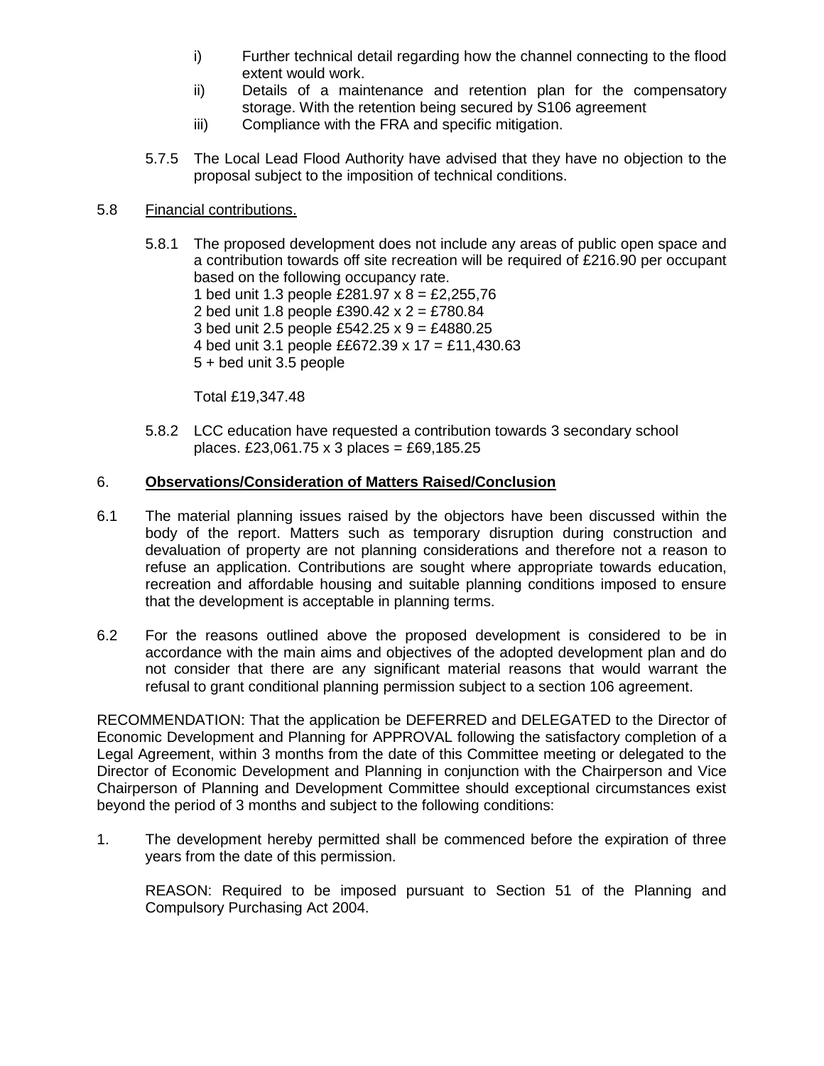i) Further technical detail regarding how the channel connecting to the flood extent would work.

ii) Details of a maintenance and retention plan for the compensatory storage. With the retention being secured by S106 agreement

iii) Compliance with the FRA and specific mitigation.

5.7.5 The Local Lead Flood Authority have advised that they have no objection to the proposal subject to the imposition of technical conditions.

5.8 Financial contributions.

5.8.1 The proposed development does not include any areas of public open space and a contribution towards off site recreation will be required of £216.90 per occupant based on the following occupancy rate.

1 bed unit 1.3 people £281.97 x 8 = £2,255,76
2 bed unit 1.8 people £390.42 x 2 = £780.84
3 bed unit 2.5 people £542.25 x 9 = £4880.25
4 bed unit 3.1 people ££672.39 x 17 = £11,430.63
5 + bed unit 3.5 people

Total £19,347.48

5.8.2 LCC education have requested a contribution towards 3 secondary school places. £23,061.75 x 3 places = £69,185.25

## 6. Observations/Consideration of Matters Raised/Conclusion

6.1 The material planning issues raised by the objectors have been discussed within the body of the report. Matters such as temporary disruption during construction and devaluation of property are not planning considerations and therefore not a reason to refuse an application. Contributions are sought where appropriate towards education, recreation and affordable housing and suitable planning conditions imposed to ensure that the development is acceptable in planning terms.

6.2 For the reasons outlined above the proposed development is considered to be in accordance with the main aims and objectives of the adopted development plan and do not consider that there are any significant material reasons that would warrant the refusal to grant conditional planning permission subject to a section 106 agreement.

RECOMMENDATION: That the application be DEFERRED and DELEGATED to the Director of Economic Development and Planning for APPROVAL following the satisfactory completion of a Legal Agreement, within 3 months from the date of this Committee meeting or delegated to the Director of Economic Development and Planning in conjunction with the Chairperson and Vice Chairperson of Planning and Development Committee should exceptional circumstances exist beyond the period of 3 months and subject to the following conditions:

1. The development hereby permitted shall be commenced before the expiration of three years from the date of this permission.

   REASON: Required to be imposed pursuant to Section 51 of the Planning and Compulsory Purchasing Act 2004.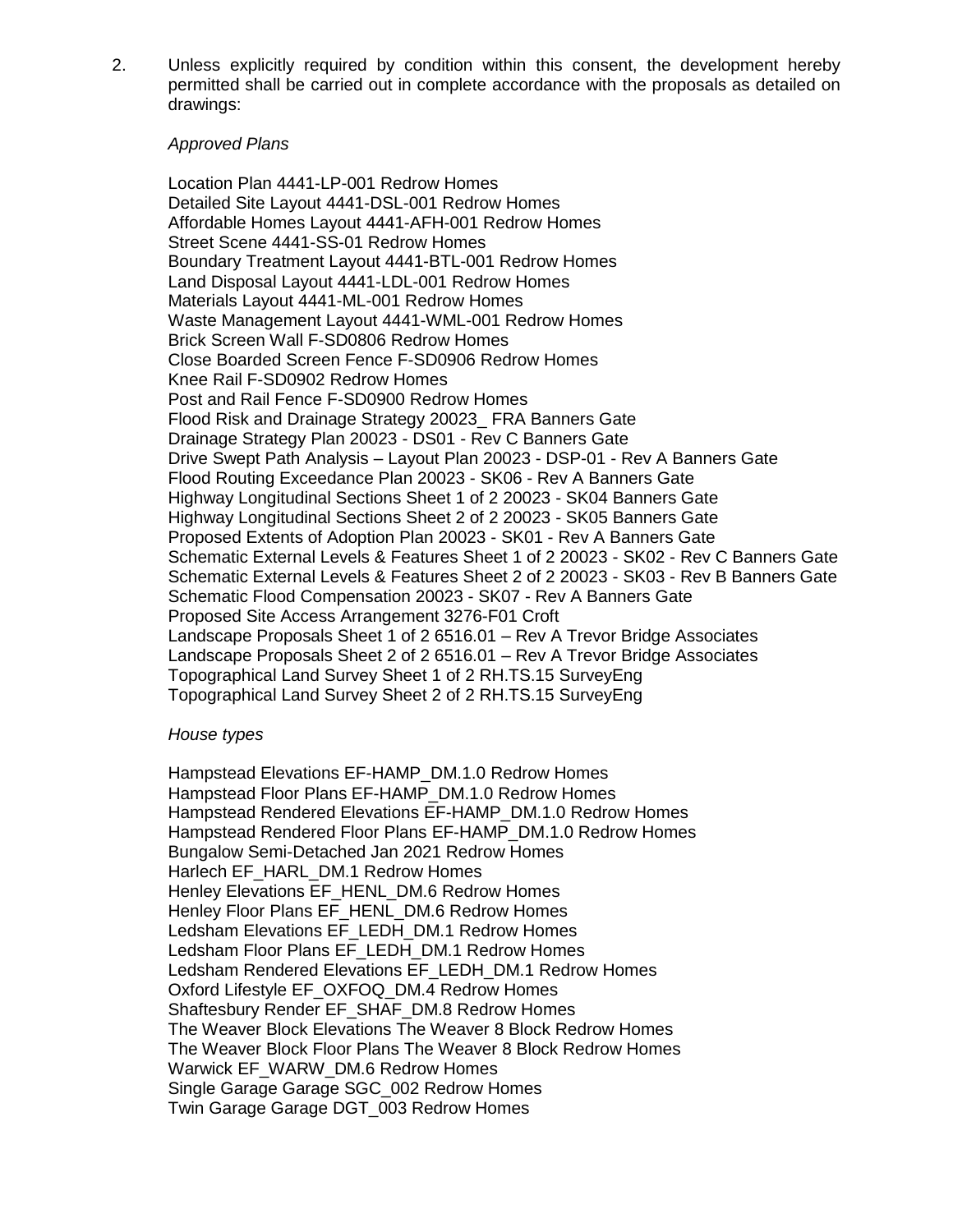2. Unless explicitly required by condition within this consent, the development hereby permitted shall be carried out in complete accordance with the proposals as detailed on drawings:

   *Approved Plans*

   Location Plan 4441-LP-001 Redrow Homes
   Detailed Site Layout 4441-DSL-001 Redrow Homes
   Affordable Homes Layout 4441-AFH-001 Redrow Homes
   Street Scene 4441-SS-01 Redrow Homes
   Boundary Treatment Layout 4441-BTL-001 Redrow Homes
   Land Disposal Layout 4441-LDL-001 Redrow Homes
   Materials Layout 4441-ML-001 Redrow Homes
   Waste Management Layout 4441-WML-001 Redrow Homes
   Brick Screen Wall F-SD0806 Redrow Homes
   Close Boarded Screen Fence F-SD0906 Redrow Homes
   Knee Rail F-SD0902 Redrow Homes
   Post and Rail Fence F-SD0900 Redrow Homes
   Flood Risk and Drainage Strategy 20023_ FRA Banners Gate
   Drainage Strategy Plan 20023 - DS01 - Rev C Banners Gate
   Drive Swept Path Analysis – Layout Plan 20023 - DSP-01 - Rev A Banners Gate
   Flood Routing Exceedance Plan 20023 - SK06 - Rev A Banners Gate
   Highway Longitudinal Sections Sheet 1 of 2 20023 - SK04 Banners Gate
   Highway Longitudinal Sections Sheet 2 of 2 20023 - SK05 Banners Gate
   Proposed Extents of Adoption Plan 20023 - SK01 - Rev A Banners Gate
   Schematic External Levels & Features Sheet 1 of 2 20023 - SK02 - Rev C Banners Gate
   Schematic External Levels & Features Sheet 2 of 2 20023 - SK03 - Rev B Banners Gate
   Schematic Flood Compensation 20023 - SK07 - Rev A Banners Gate
   Proposed Site Access Arrangement 3276-F01 Croft
   Landscape Proposals Sheet 1 of 2 6516.01 – Rev A Trevor Bridge Associates
   Landscape Proposals Sheet 2 of 2 6516.01 – Rev A Trevor Bridge Associates
   Topographical Land Survey Sheet 1 of 2 RH.TS.15 SurveyEng
   Topographical Land Survey Sheet 2 of 2 RH.TS.15 SurveyEng

   *House types*

   Hampstead Elevations EF-HAMP_DM.1.0 Redrow Homes
   Hampstead Floor Plans EF-HAMP_DM.1.0 Redrow Homes
   Hampstead Rendered Elevations EF-HAMP_DM.1.0 Redrow Homes
   Hampstead Rendered Floor Plans EF-HAMP_DM.1.0 Redrow Homes
   Bungalow Semi-Detached Jan 2021 Redrow Homes
   Harlech EF_HARL_DM.1 Redrow Homes
   Henley Elevations EF_HENL_DM.6 Redrow Homes
   Henley Floor Plans EF_HENL_DM.6 Redrow Homes
   Ledsham Elevations EF_LEDH_DM.1 Redrow Homes
   Ledsham Floor Plans EF_LEDH_DM.1 Redrow Homes
   Ledsham Rendered Elevations EF_LEDH_DM.1 Redrow Homes
   Oxford Lifestyle EF_OXFOQ_DM.4 Redrow Homes
   Shaftesbury Render EF_SHAF_DM.8 Redrow Homes
   The Weaver Block Elevations The Weaver 8 Block Redrow Homes
   The Weaver Block Floor Plans The Weaver 8 Block Redrow Homes
   Warwick EF_WARW_DM.6 Redrow Homes
   Single Garage Garage SGC_002 Redrow Homes
   Twin Garage Garage DGT_003 Redrow Homes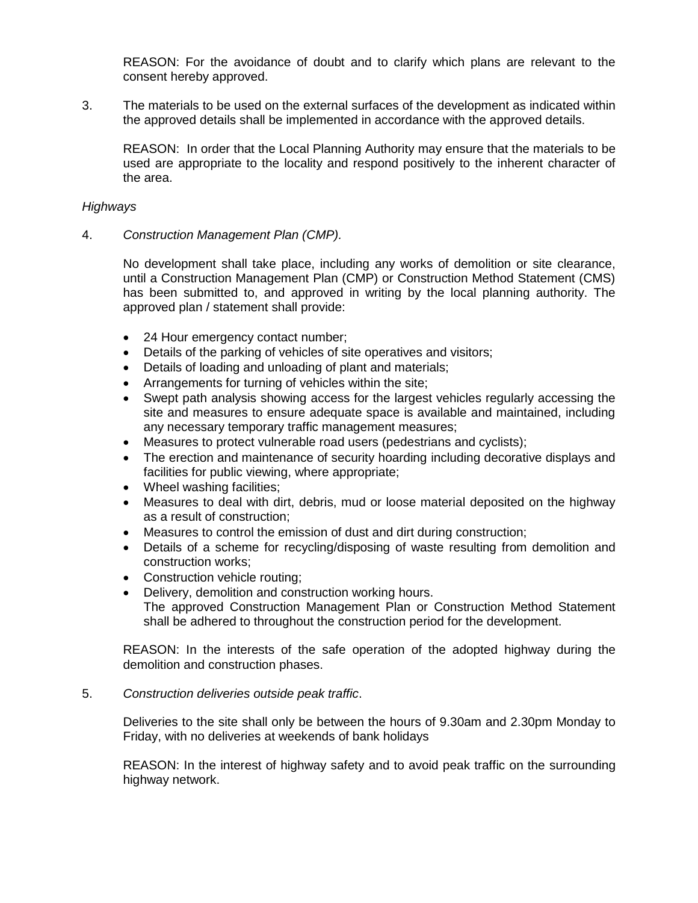REASON: For the avoidance of doubt and to clarify which plans are relevant to the consent hereby approved.

3. The materials to be used on the external surfaces of the development as indicated within the approved details shall be implemented in accordance with the approved details.

   REASON: In order that the Local Planning Authority may ensure that the materials to be used are appropriate to the locality and respond positively to the inherent character of the area.

*Highways*

4. *Construction Management Plan (CMP).*

   No development shall take place, including any works of demolition or site clearance, until a Construction Management Plan (CMP) or Construction Method Statement (CMS) has been submitted to, and approved in writing by the local planning authority. The approved plan / statement shall provide:

   - 24 Hour emergency contact number;
   - Details of the parking of vehicles of site operatives and visitors;
   - Details of loading and unloading of plant and materials;
   - Arrangements for turning of vehicles within the site;
   - Swept path analysis showing access for the largest vehicles regularly accessing the site and measures to ensure adequate space is available and maintained, including any necessary temporary traffic management measures;
   - Measures to protect vulnerable road users (pedestrians and cyclists);
   - The erection and maintenance of security hoarding including decorative displays and facilities for public viewing, where appropriate;
   - Wheel washing facilities;
   - Measures to deal with dirt, debris, mud or loose material deposited on the highway as a result of construction;
   - Measures to control the emission of dust and dirt during construction;
   - Details of a scheme for recycling/disposing of waste resulting from demolition and construction works;
   - Construction vehicle routing;
   - Delivery, demolition and construction working hours.
     The approved Construction Management Plan or Construction Method Statement shall be adhered to throughout the construction period for the development.

   REASON: In the interests of the safe operation of the adopted highway during the demolition and construction phases.

5. *Construction deliveries outside peak traffic*.

   Deliveries to the site shall only be between the hours of 9.30am and 2.30pm Monday to Friday, with no deliveries at weekends of bank holidays

   REASON: In the interest of highway safety and to avoid peak traffic on the surrounding highway network.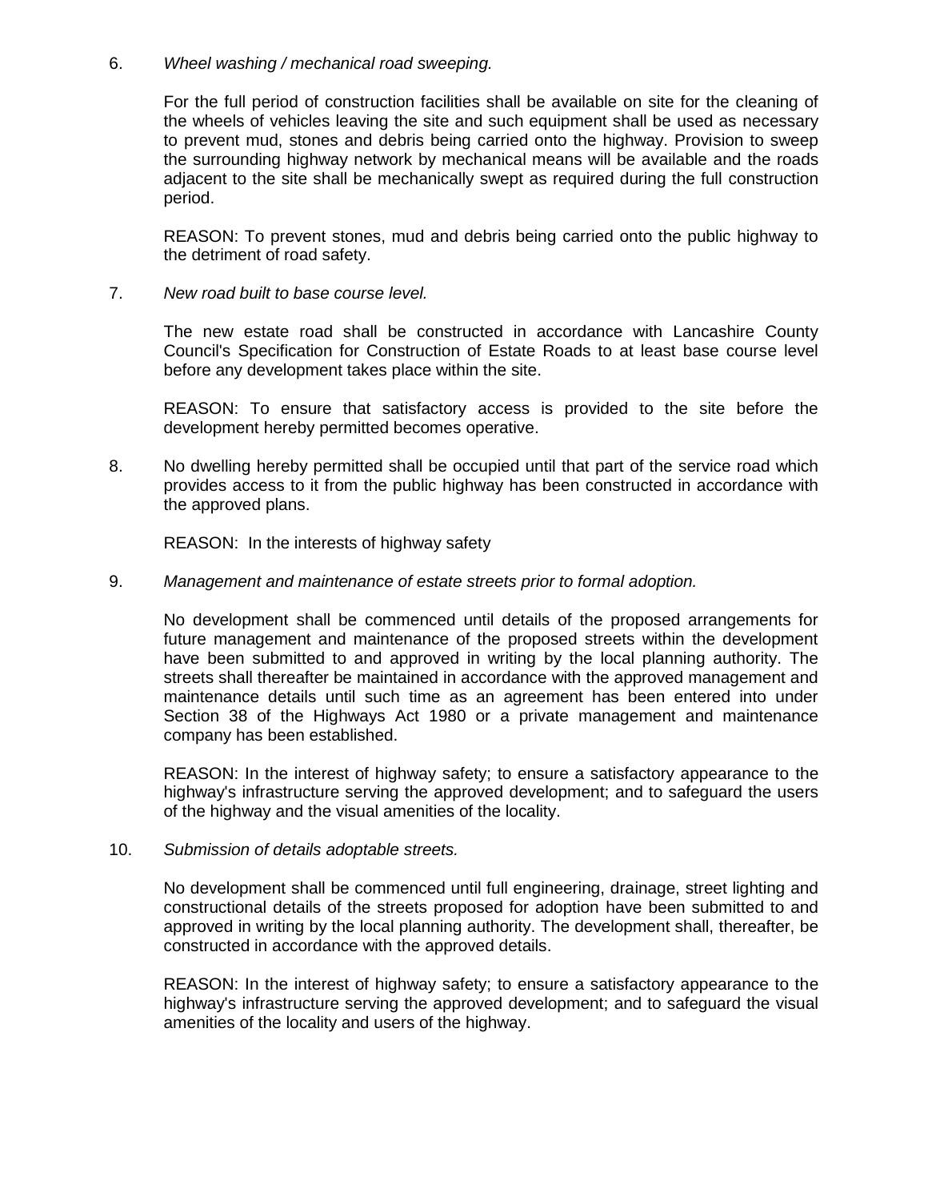6. *Wheel washing / mechanical road sweeping.*

   For the full period of construction facilities shall be available on site for the cleaning of the wheels of vehicles leaving the site and such equipment shall be used as necessary to prevent mud, stones and debris being carried onto the highway. Provision to sweep the surrounding highway network by mechanical means will be available and the roads adjacent to the site shall be mechanically swept as required during the full construction period.

   REASON: To prevent stones, mud and debris being carried onto the public highway to the detriment of road safety.

7. *New road built to base course level.*

   The new estate road shall be constructed in accordance with Lancashire County Council's Specification for Construction of Estate Roads to at least base course level before any development takes place within the site.

   REASON: To ensure that satisfactory access is provided to the site before the development hereby permitted becomes operative.

8. No dwelling hereby permitted shall be occupied until that part of the service road which provides access to it from the public highway has been constructed in accordance with the approved plans.

   REASON: In the interests of highway safety

9. *Management and maintenance of estate streets prior to formal adoption.*

   No development shall be commenced until details of the proposed arrangements for future management and maintenance of the proposed streets within the development have been submitted to and approved in writing by the local planning authority. The streets shall thereafter be maintained in accordance with the approved management and maintenance details until such time as an agreement has been entered into under Section 38 of the Highways Act 1980 or a private management and maintenance company has been established.

   REASON: In the interest of highway safety; to ensure a satisfactory appearance to the highway's infrastructure serving the approved development; and to safeguard the users of the highway and the visual amenities of the locality.

10. *Submission of details adoptable streets.*

    No development shall be commenced until full engineering, drainage, street lighting and constructional details of the streets proposed for adoption have been submitted to and approved in writing by the local planning authority. The development shall, thereafter, be constructed in accordance with the approved details.

    REASON: In the interest of highway safety; to ensure a satisfactory appearance to the highway's infrastructure serving the approved development; and to safeguard the visual amenities of the locality and users of the highway.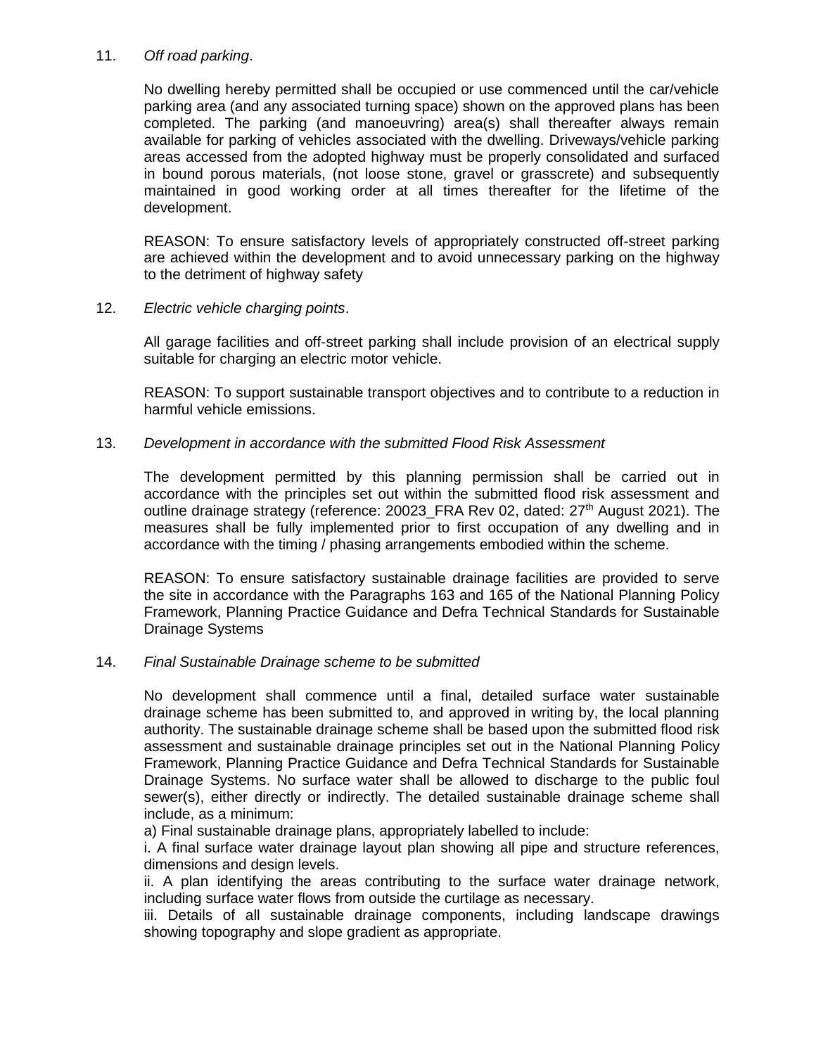11. *Off road parking*.

No dwelling hereby permitted shall be occupied or use commenced until the car/vehicle parking area (and any associated turning space) shown on the approved plans has been completed. The parking (and manoeuvring) area(s) shall thereafter always remain available for parking of vehicles associated with the dwelling. Driveways/vehicle parking areas accessed from the adopted highway must be properly consolidated and surfaced in bound porous materials, (not loose stone, gravel or grasscrete) and subsequently maintained in good working order at all times thereafter for the lifetime of the development.

REASON: To ensure satisfactory levels of appropriately constructed off-street parking are achieved within the development and to avoid unnecessary parking on the highway to the detriment of highway safety

12. *Electric vehicle charging points*.

All garage facilities and off-street parking shall include provision of an electrical supply suitable for charging an electric motor vehicle.

REASON: To support sustainable transport objectives and to contribute to a reduction in harmful vehicle emissions.

13. *Development in accordance with the submitted Flood Risk Assessment*

The development permitted by this planning permission shall be carried out in accordance with the principles set out within the submitted flood risk assessment and outline drainage strategy (reference: 20023_FRA Rev 02, dated: 27th August 2021). The measures shall be fully implemented prior to first occupation of any dwelling and in accordance with the timing / phasing arrangements embodied within the scheme.

REASON: To ensure satisfactory sustainable drainage facilities are provided to serve the site in accordance with the Paragraphs 163 and 165 of the National Planning Policy Framework, Planning Practice Guidance and Defra Technical Standards for Sustainable Drainage Systems

14. *Final Sustainable Drainage scheme to be submitted*

No development shall commence until a final, detailed surface water sustainable drainage scheme has been submitted to, and approved in writing by, the local planning authority. The sustainable drainage scheme shall be based upon the submitted flood risk assessment and sustainable drainage principles set out in the National Planning Policy Framework, Planning Practice Guidance and Defra Technical Standards for Sustainable Drainage Systems. No surface water shall be allowed to discharge to the public foul sewer(s), either directly or indirectly. The detailed sustainable drainage scheme shall include, as a minimum:

a) Final sustainable drainage plans, appropriately labelled to include:

i. A final surface water drainage layout plan showing all pipe and structure references, dimensions and design levels.

ii. A plan identifying the areas contributing to the surface water drainage network, including surface water flows from outside the curtilage as necessary.

iii. Details of all sustainable drainage components, including landscape drawings showing topography and slope gradient as appropriate.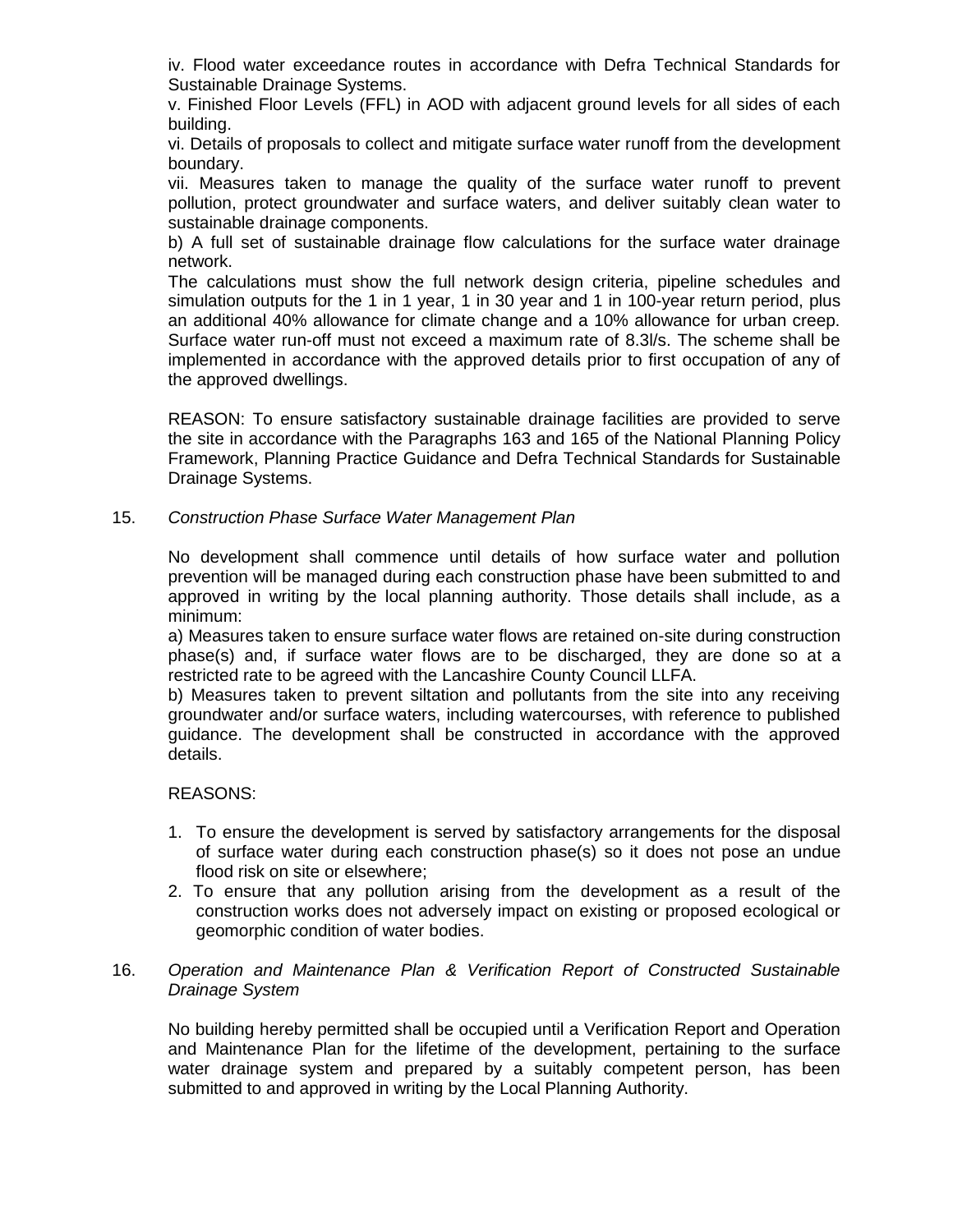iv. Flood water exceedance routes in accordance with Defra Technical Standards for Sustainable Drainage Systems.

v. Finished Floor Levels (FFL) in AOD with adjacent ground levels for all sides of each building.

vi. Details of proposals to collect and mitigate surface water runoff from the development boundary.

vii. Measures taken to manage the quality of the surface water runoff to prevent pollution, protect groundwater and surface waters, and deliver suitably clean water to sustainable drainage components.

b) A full set of sustainable drainage flow calculations for the surface water drainage network.

The calculations must show the full network design criteria, pipeline schedules and simulation outputs for the 1 in 1 year, 1 in 30 year and 1 in 100-year return period, plus an additional 40% allowance for climate change and a 10% allowance for urban creep. Surface water run-off must not exceed a maximum rate of 8.3l/s. The scheme shall be implemented in accordance with the approved details prior to first occupation of any of the approved dwellings.

REASON: To ensure satisfactory sustainable drainage facilities are provided to serve the site in accordance with the Paragraphs 163 and 165 of the National Planning Policy Framework, Planning Practice Guidance and Defra Technical Standards for Sustainable Drainage Systems.

15. *Construction Phase Surface Water Management Plan*

No development shall commence until details of how surface water and pollution prevention will be managed during each construction phase have been submitted to and approved in writing by the local planning authority. Those details shall include, as a minimum:

a) Measures taken to ensure surface water flows are retained on-site during construction phase(s) and, if surface water flows are to be discharged, they are done so at a restricted rate to be agreed with the Lancashire County Council LLFA.

b) Measures taken to prevent siltation and pollutants from the site into any receiving groundwater and/or surface waters, including watercourses, with reference to published guidance. The development shall be constructed in accordance with the approved details.

REASONS:

1. To ensure the development is served by satisfactory arrangements for the disposal of surface water during each construction phase(s) so it does not pose an undue flood risk on site or elsewhere;
2. To ensure that any pollution arising from the development as a result of the construction works does not adversely impact on existing or proposed ecological or geomorphic condition of water bodies.

16. *Operation and Maintenance Plan & Verification Report of Constructed Sustainable Drainage System*

No building hereby permitted shall be occupied until a Verification Report and Operation and Maintenance Plan for the lifetime of the development, pertaining to the surface water drainage system and prepared by a suitably competent person, has been submitted to and approved in writing by the Local Planning Authority.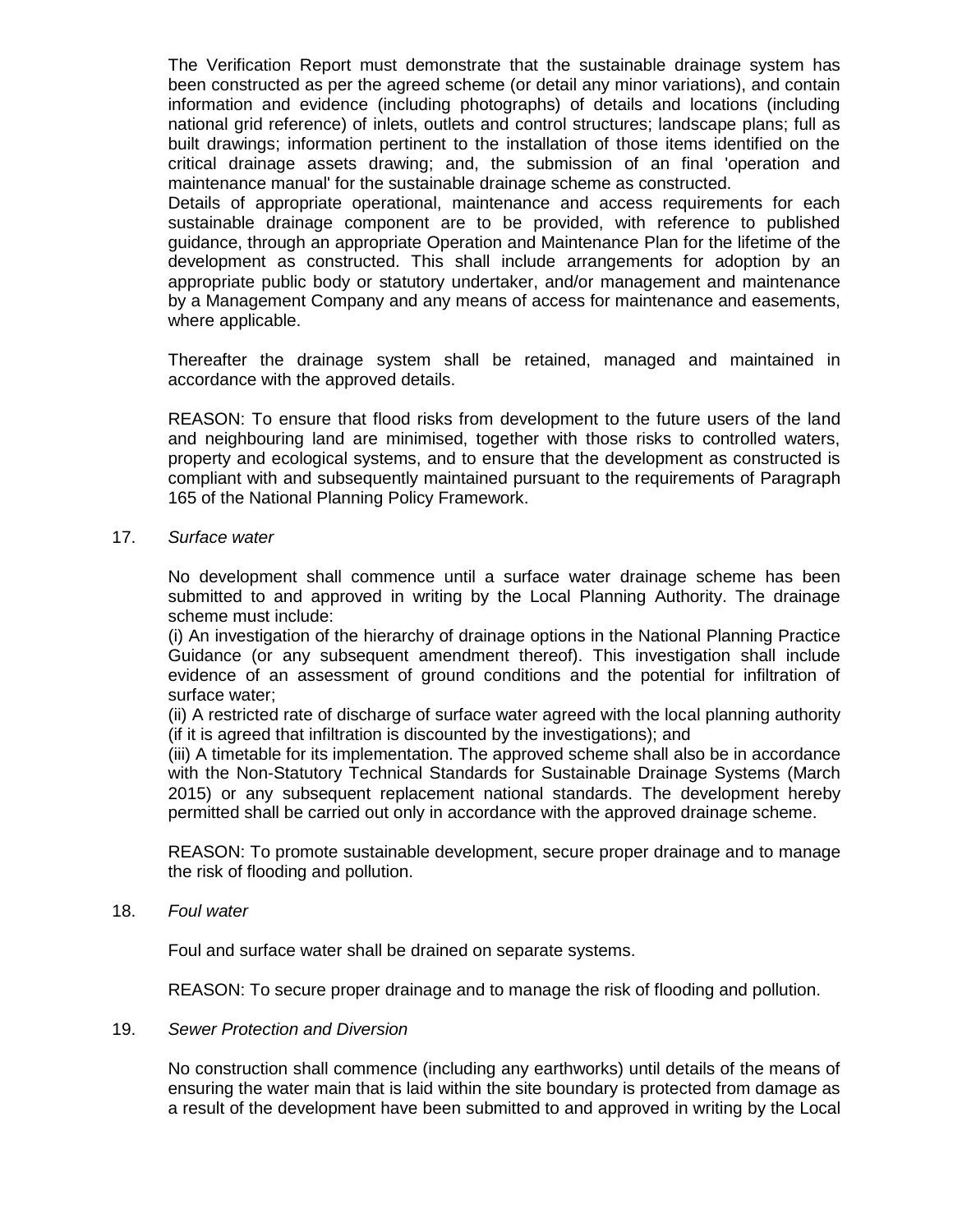The Verification Report must demonstrate that the sustainable drainage system has been constructed as per the agreed scheme (or detail any minor variations), and contain information and evidence (including photographs) of details and locations (including national grid reference) of inlets, outlets and control structures; landscape plans; full as built drawings; information pertinent to the installation of those items identified on the critical drainage assets drawing; and, the submission of an final 'operation and maintenance manual' for the sustainable drainage scheme as constructed.
Details of appropriate operational, maintenance and access requirements for each sustainable drainage component are to be provided, with reference to published guidance, through an appropriate Operation and Maintenance Plan for the lifetime of the development as constructed. This shall include arrangements for adoption by an appropriate public body or statutory undertaker, and/or management and maintenance by a Management Company and any means of access for maintenance and easements, where applicable.

Thereafter the drainage system shall be retained, managed and maintained in accordance with the approved details.

REASON: To ensure that flood risks from development to the future users of the land and neighbouring land are minimised, together with those risks to controlled waters, property and ecological systems, and to ensure that the development as constructed is compliant with and subsequently maintained pursuant to the requirements of Paragraph 165 of the National Planning Policy Framework.

17. *Surface water*

No development shall commence until a surface water drainage scheme has been submitted to and approved in writing by the Local Planning Authority. The drainage scheme must include:
(i) An investigation of the hierarchy of drainage options in the National Planning Practice Guidance (or any subsequent amendment thereof). This investigation shall include evidence of an assessment of ground conditions and the potential for infiltration of surface water;
(ii) A restricted rate of discharge of surface water agreed with the local planning authority (if it is agreed that infiltration is discounted by the investigations); and
(iii) A timetable for its implementation. The approved scheme shall also be in accordance with the Non-Statutory Technical Standards for Sustainable Drainage Systems (March 2015) or any subsequent replacement national standards. The development hereby permitted shall be carried out only in accordance with the approved drainage scheme.

REASON: To promote sustainable development, secure proper drainage and to manage the risk of flooding and pollution.

18. *Foul water*

Foul and surface water shall be drained on separate systems.

REASON: To secure proper drainage and to manage the risk of flooding and pollution.

19. *Sewer Protection and Diversion*

No construction shall commence (including any earthworks) until details of the means of ensuring the water main that is laid within the site boundary is protected from damage as a result of the development have been submitted to and approved in writing by the Local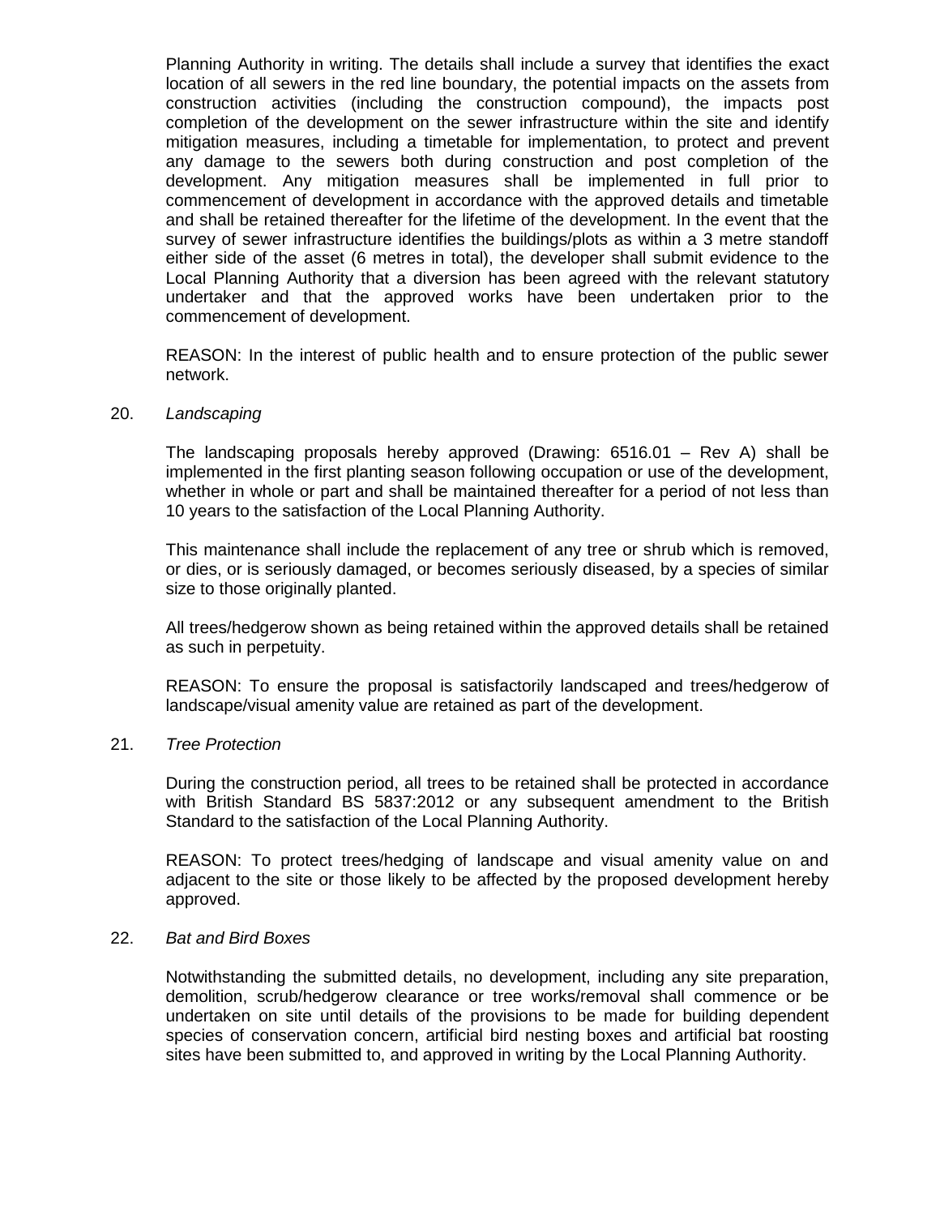Planning Authority in writing. The details shall include a survey that identifies the exact location of all sewers in the red line boundary, the potential impacts on the assets from construction activities (including the construction compound), the impacts post completion of the development on the sewer infrastructure within the site and identify mitigation measures, including a timetable for implementation, to protect and prevent any damage to the sewers both during construction and post completion of the development. Any mitigation measures shall be implemented in full prior to commencement of development in accordance with the approved details and timetable and shall be retained thereafter for the lifetime of the development. In the event that the survey of sewer infrastructure identifies the buildings/plots as within a 3 metre standoff either side of the asset (6 metres in total), the developer shall submit evidence to the Local Planning Authority that a diversion has been agreed with the relevant statutory undertaker and that the approved works have been undertaken prior to the commencement of development.

REASON: In the interest of public health and to ensure protection of the public sewer network.

20. *Landscaping*

The landscaping proposals hereby approved (Drawing: 6516.01 – Rev A) shall be implemented in the first planting season following occupation or use of the development, whether in whole or part and shall be maintained thereafter for a period of not less than 10 years to the satisfaction of the Local Planning Authority.

This maintenance shall include the replacement of any tree or shrub which is removed, or dies, or is seriously damaged, or becomes seriously diseased, by a species of similar size to those originally planted.

All trees/hedgerow shown as being retained within the approved details shall be retained as such in perpetuity.

REASON: To ensure the proposal is satisfactorily landscaped and trees/hedgerow of landscape/visual amenity value are retained as part of the development.

21. *Tree Protection*

During the construction period, all trees to be retained shall be protected in accordance with British Standard BS 5837:2012 or any subsequent amendment to the British Standard to the satisfaction of the Local Planning Authority.

REASON: To protect trees/hedging of landscape and visual amenity value on and adjacent to the site or those likely to be affected by the proposed development hereby approved.

22. *Bat and Bird Boxes*

Notwithstanding the submitted details, no development, including any site preparation, demolition, scrub/hedgerow clearance or tree works/removal shall commence or be undertaken on site until details of the provisions to be made for building dependent species of conservation concern, artificial bird nesting boxes and artificial bat roosting sites have been submitted to, and approved in writing by the Local Planning Authority.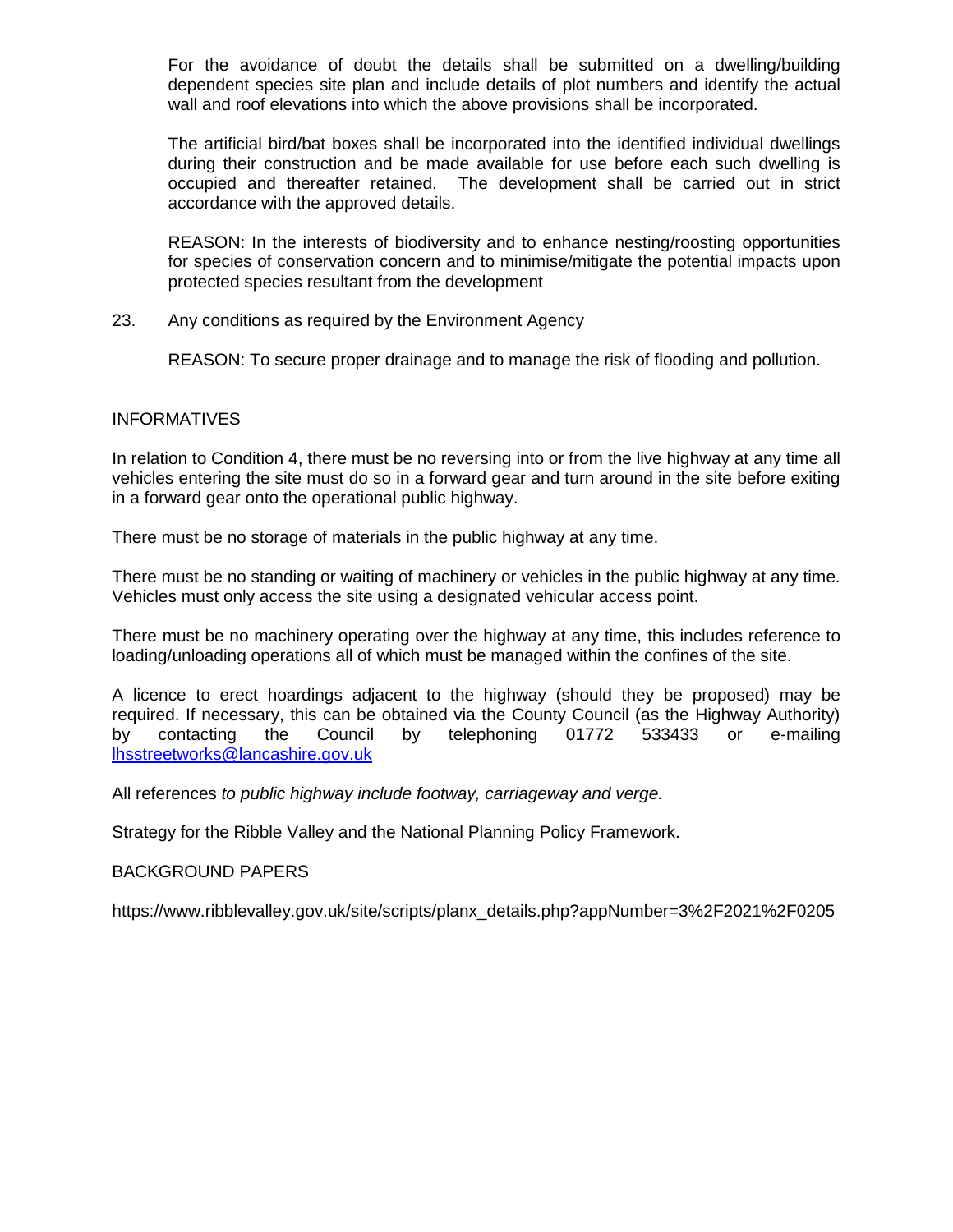For the avoidance of doubt the details shall be submitted on a dwelling/building dependent species site plan and include details of plot numbers and identify the actual wall and roof elevations into which the above provisions shall be incorporated.

The artificial bird/bat boxes shall be incorporated into the identified individual dwellings during their construction and be made available for use before each such dwelling is occupied and thereafter retained. The development shall be carried out in strict accordance with the approved details.

REASON: In the interests of biodiversity and to enhance nesting/roosting opportunities for species of conservation concern and to minimise/mitigate the potential impacts upon protected species resultant from the development

23. Any conditions as required by the Environment Agency

    REASON: To secure proper drainage and to manage the risk of flooding and pollution.

INFORMATIVES

In relation to Condition 4, there must be no reversing into or from the live highway at any time all vehicles entering the site must do so in a forward gear and turn around in the site before exiting in a forward gear onto the operational public highway.

There must be no storage of materials in the public highway at any time.

There must be no standing or waiting of machinery or vehicles in the public highway at any time. Vehicles must only access the site using a designated vehicular access point.

There must be no machinery operating over the highway at any time, this includes reference to loading/unloading operations all of which must be managed within the confines of the site.

A licence to erect hoardings adjacent to the highway (should they be proposed) may be required. If necessary, this can be obtained via the County Council (as the Highway Authority) by contacting the Council by telephoning 01772 533433 or e-mailing lhsstreetworks@lancashire.gov.uk

All references *to public highway include footway, carriageway and verge.*

Strategy for the Ribble Valley and the National Planning Policy Framework.

BACKGROUND PAPERS

https://www.ribblevalley.gov.uk/site/scripts/planx_details.php?appNumber=3%2F2021%2F0205